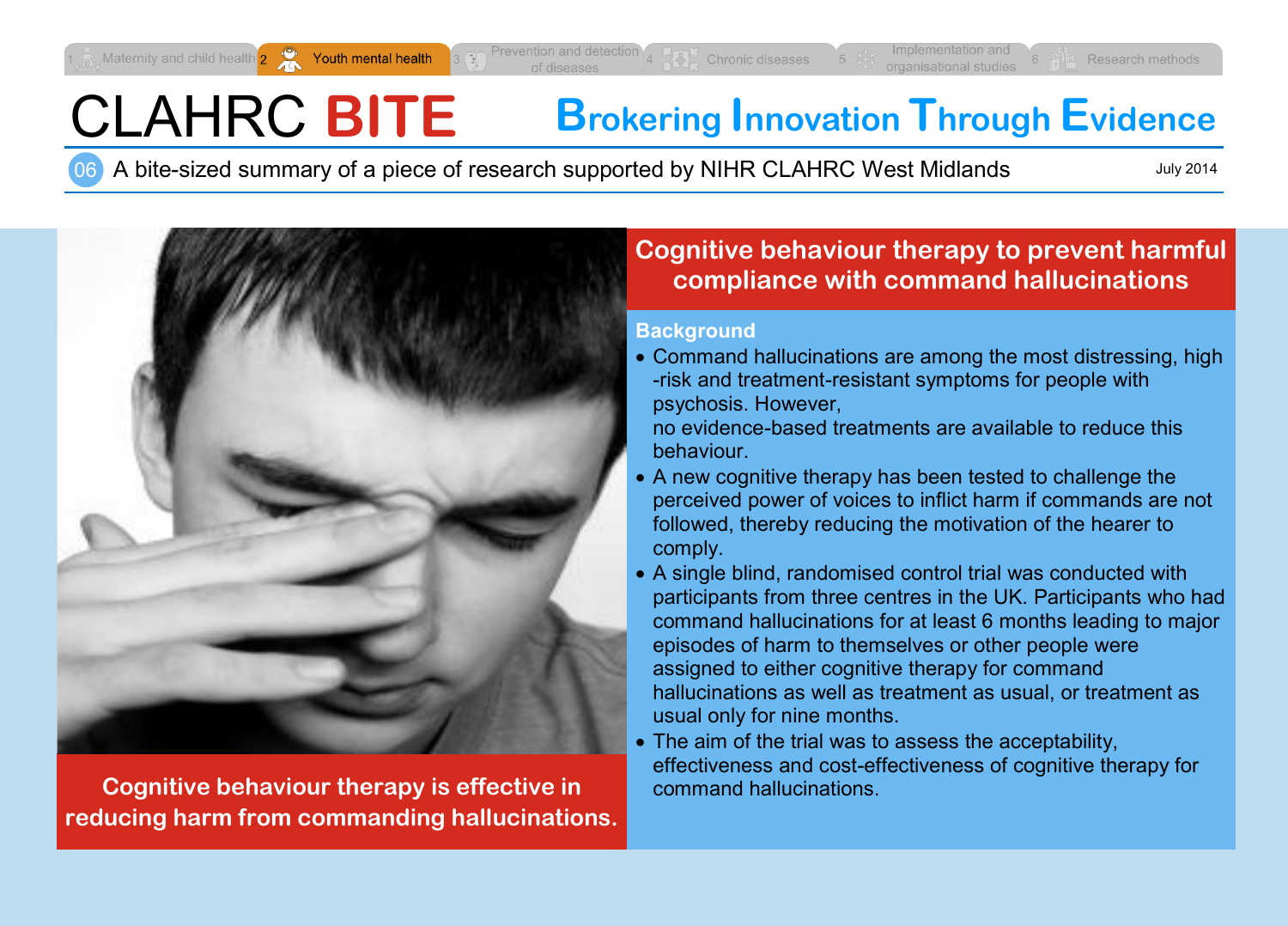1 Maternity and child health | 2 Youth mental health | 3 Prevention and detection of diseases | 4 Chronic diseases | 5 Implementation and organisational studies | 6 Research methods

# CLAHRC BITE

## Brokering Innovation Through Evidence

06 A bite-sized summary of a piece of research supported by NIHR CLAHRC West Midlands

July 2014

**Cognitive behaviour therapy is effective in reducing harm from commanding hallucinations.**

## Cognitive behaviour therapy to prevent harmful compliance with command hallucinations

### Background

- Command hallucinations are among the most distressing, high-risk and treatment-resistant symptoms for people with psychosis. However, no evidence-based treatments are available to reduce this behaviour.
- A new cognitive therapy has been tested to challenge the perceived power of voices to inflict harm if commands are not followed, thereby reducing the motivation of the hearer to comply.
- A single blind, randomised control trial was conducted with participants from three centres in the UK. Participants who had command hallucinations for at least 6 months leading to major episodes of harm to themselves or other people were assigned to either cognitive therapy for command hallucinations as well as treatment as usual, or treatment as usual only for nine months.
- The aim of the trial was to assess the acceptability, effectiveness and cost-effectiveness of cognitive therapy for command hallucinations.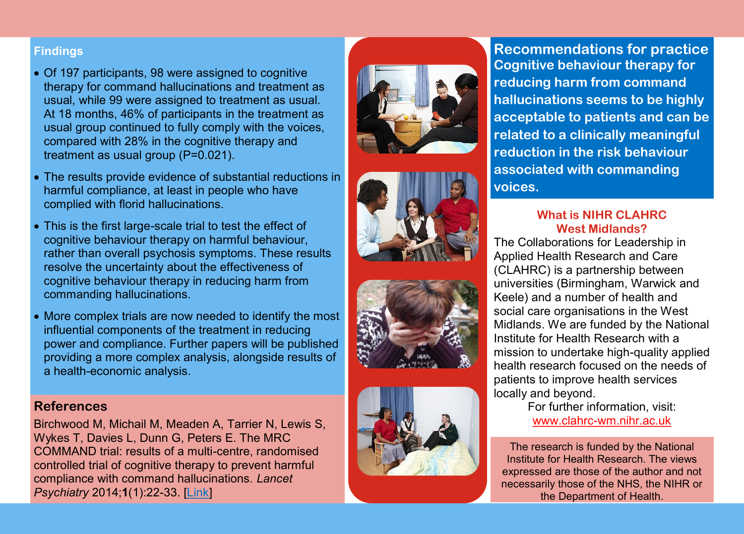## Findings

- Of 197 participants, 98 were assigned to cognitive therapy for command hallucinations and treatment as usual, while 99 were assigned to treatment as usual. At 18 months, 46% of participants in the treatment as usual group continued to fully comply with the voices, compared with 28% in the cognitive therapy and treatment as usual group (P=0.021).
- The results provide evidence of substantial reductions in harmful compliance, at least in people who have complied with florid hallucinations.
- This is the first large-scale trial to test the effect of cognitive behaviour therapy on harmful behaviour, rather than overall psychosis symptoms. These results resolve the uncertainty about the effectiveness of cognitive behaviour therapy in reducing harm from commanding hallucinations.
- More complex trials are now needed to identify the most influential components of the treatment in reducing power and compliance. Further papers will be published providing a more complex analysis, alongside results of a health-economic analysis.

## References

Birchwood M, Michail M, Meaden A, Tarrier N, Lewis S, Wykes T, Davies L, Dunn G, Peters E. The MRC COMMAND trial: results of a multi-centre, randomised controlled trial of cognitive therapy to prevent harmful compliance with command hallucinations. *Lancet Psychiatry* 2014;**1**(1):22-33. [Link]

## Recommendations for practice

**Cognitive behaviour therapy for reducing harm from command hallucinations seems to be highly acceptable to patients and can be related to a clinically meaningful reduction in the risk behaviour associated with commanding voices.**

### What is NIHR CLAHRC West Midlands?

The Collaborations for Leadership in Applied Health Research and Care (CLAHRC) is a partnership between universities (Birmingham, Warwick and Keele) and a number of health and social care organisations in the West Midlands. We are funded by the National Institute for Health Research with a mission to undertake high-quality applied health research focused on the needs of patients to improve health services locally and beyond.

For further information, visit: www.clahrc-wm.nihr.ac.uk

The research is funded by the National Institute for Health Research. The views expressed are those of the author and not necessarily those of the NHS, the NIHR or the Department of Health.